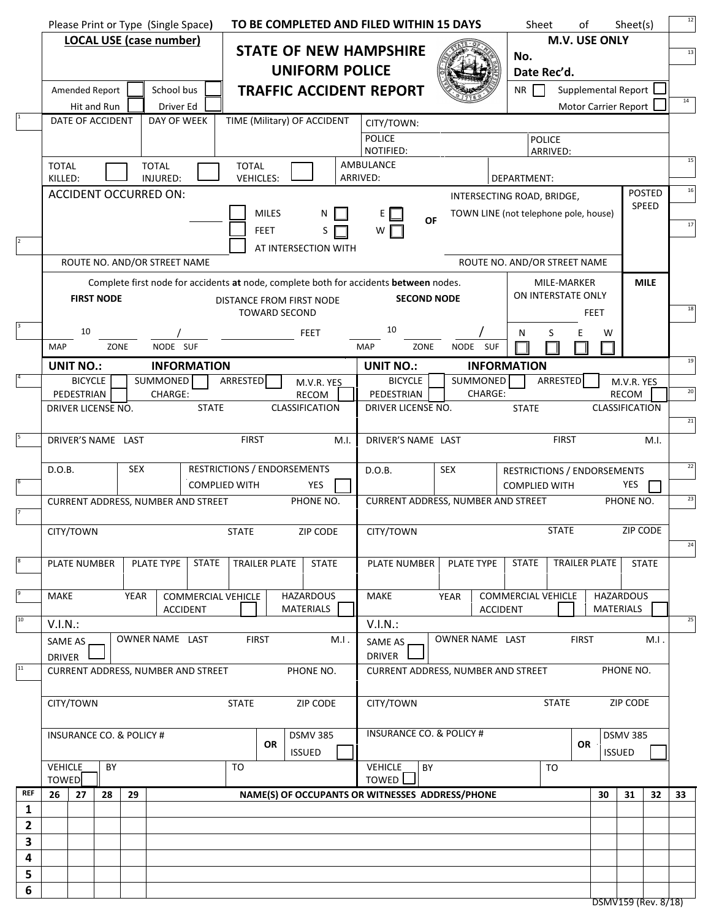Please Print or Type (Single Space) **TO BE COMPLETED AND FILED WITHIN 15 DAYS** Sheet of Sheet(s)

**LOCAL USE (case number)**

# STATE OF NEW HAMPSHIRE UNIFORM POLICE TRAFFIC ACCIDENT REPORT

**M.V. USE ONLY**
**No.**
**Date Rec'd.**

Amended Report ☐ School bus ☐
Hit and Run ☐ Driver Ed ☐

NR ☐ Supplemental Report ☐
Motor Carrier Report ☐

| DATE OF ACCIDENT | DAY OF WEEK | TIME (Military) OF ACCIDENT | CITY/TOWN: | |
|---|---|---|---|---|
| | | | POLICE NOTIFIED: | POLICE ARRIVED: |

TOTAL KILLED: ☐ TOTAL INJURED: ☐ TOTAL VEHICLES: ☐ AMBULANCE ARRIVED: DEPARTMENT:

ACCIDENT OCCURRED ON: ______ ☐ MILES ☐ FEET ☐ AT INTERSECTION WITH N ☐ S ☐ E ☐ W ☐ OF INTERSECTING ROAD, BRIDGE, TOWN LINE (not telephone pole, house) POSTED SPEED

ROUTE NO. AND/OR STREET NAME ROUTE NO. AND/OR STREET NAME

Complete first node for accidents **at** node, complete both for accidents **between** nodes.

**FIRST NODE** 10 ___ / ___ MAP ZONE NODE SUF

DISTANCE FROM FIRST NODE TOWARD SECOND ______ FEET

**SECOND NODE** 10 ___ / ___ MAP ZONE NODE SUF

MILE-MARKER ON INTERSTATE ONLY FEET N ☐ S ☐ E ☐ W ☐ **MILE**

| **UNIT NO.: INFORMATION** | **UNIT NO.: INFORMATION** |
|---|---|
| BICYCLE ☐ PEDESTRIAN ☐ SUMMONED ☐ CHARGE: ARRESTED ☐ M.V.R. YES RECOM ☐ | BICYCLE ☐ PEDESTRIAN ☐ SUMMONED ☐ CHARGE: ARRESTED ☐ M.V.R. YES RECOM ☐ |
| DRIVER LICENSE NO. STATE CLASSIFICATION | DRIVER LICENSE NO. STATE CLASSIFICATION |
| DRIVER'S NAME LAST FIRST M.I. | DRIVER'S NAME LAST FIRST M.I. |
| D.O.B. SEX RESTRICTIONS / ENDORSEMENTS COMPLIED WITH YES ☐ | D.O.B. SEX RESTRICTIONS / ENDORSEMENTS COMPLIED WITH YES ☐ |
| CURRENT ADDRESS, NUMBER AND STREET PHONE NO. | CURRENT ADDRESS, NUMBER AND STREET PHONE NO. |
| CITY/TOWN STATE ZIP CODE | CITY/TOWN STATE ZIP CODE |
| PLATE NUMBER PLATE TYPE STATE TRAILER PLATE STATE | PLATE NUMBER PLATE TYPE STATE TRAILER PLATE STATE |
| MAKE YEAR COMMERCIAL VEHICLE ACCIDENT ☐ HAZARDOUS MATERIALS ☐ | MAKE YEAR COMMERCIAL VEHICLE ACCIDENT ☐ HAZARDOUS MATERIALS ☐ |
| V.I.N.: | V.I.N.: |
| SAME AS DRIVER ☐ OWNER NAME LAST FIRST M.I. | SAME AS DRIVER ☐ OWNER NAME LAST FIRST M.I. |
| CURRENT ADDRESS, NUMBER AND STREET PHONE NO. | CURRENT ADDRESS, NUMBER AND STREET PHONE NO. |
| CITY/TOWN STATE ZIP CODE | CITY/TOWN STATE ZIP CODE |
| INSURANCE CO. & POLICY # OR DSMV 385 ISSUED ☐ | INSURANCE CO. & POLICY # OR DSMV 385 ISSUED ☐ |
| VEHICLE TOWED ☐ BY TO | VEHICLE TOWED ☐ BY TO |

| REF | 26 | 27 | 28 | 29 | NAME(S) OF OCCUPANTS OR WITNESSES ADDRESS/PHONE | 30 | 31 | 32 | 33 |
|---|---|---|---|---|---|---|---|---|---|
| 1 | | | | | | | | | |
| 2 | | | | | | | | | |
| 3 | | | | | | | | | |
| 4 | | | | | | | | | |
| 5 | | | | | | | | | |
| 6 | | | | | | | | | |

DSMV159 (Rev. 8/18)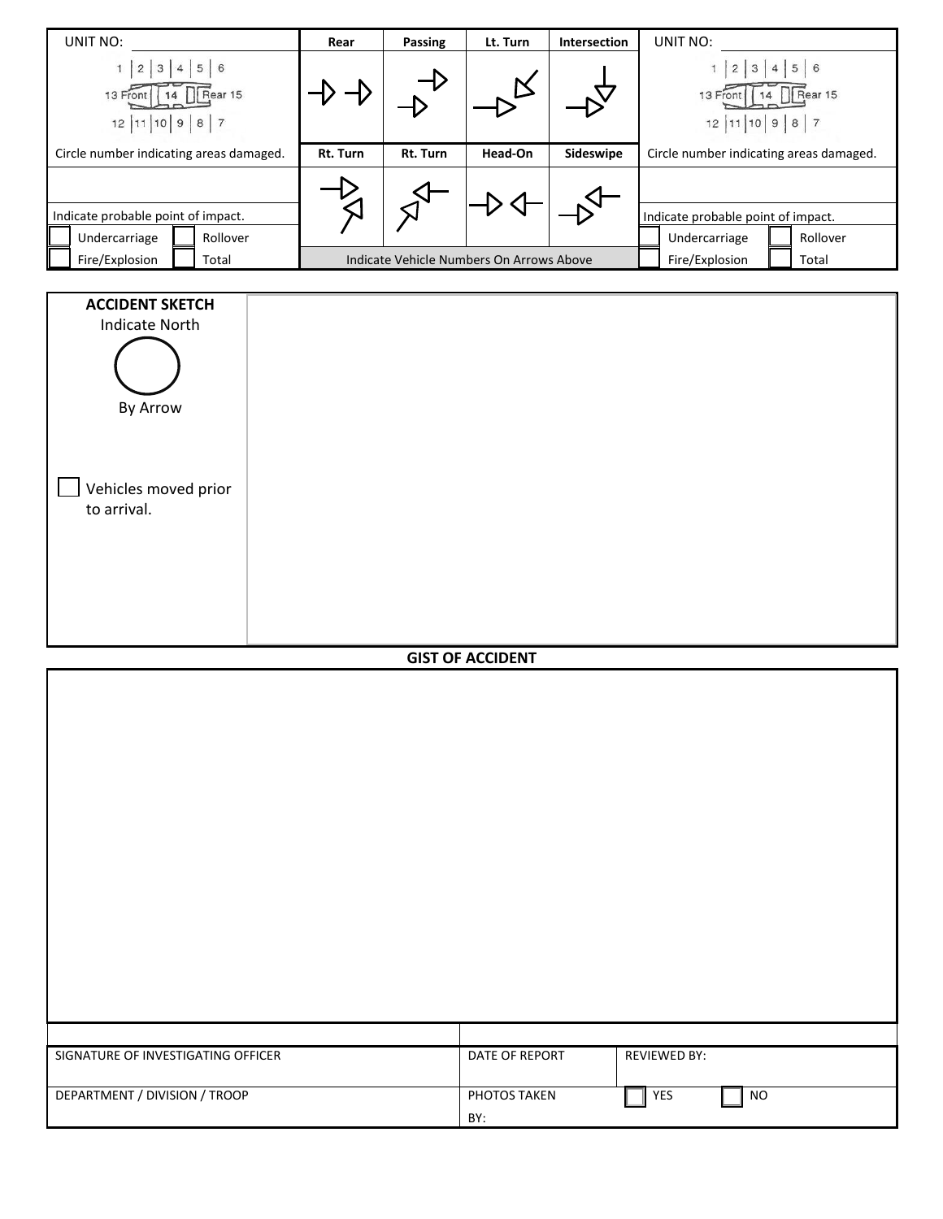| UNIT NO: | Rear | Passing | Lt. Turn | Intersection | UNIT NO: |
|---|---|---|---|---|---|
| 1 \| 2 \| 3 \| 4 \| 5 \| 6<br>13 Front \| 14 \| Rear 15<br>12 \| 11 \| 10 \| 9 \| 8 \| 7 | | | | | 1 \| 2 \| 3 \| 4 \| 5 \| 6<br>13 Front \| 14 \| Rear 15<br>12 \| 11 \| 10 \| 9 \| 8 \| 7 |
| Circle number indicating areas damaged. | Rt. Turn | Rt. Turn | Head-On | Sideswipe | Circle number indicating areas damaged. |
| Indicate probable point of impact. | | | | | Indicate probable point of impact. |
| ☐ Undercarriage ☐ Rollover<br>☐ Fire/Explosion ☐ Total | Indicate Vehicle Numbers On Arrows Above | | | | ☐ Undercarriage ☐ Rollover<br>☐ Fire/Explosion ☐ Total |

**ACCIDENT SKETCH**

Indicate North

By Arrow

☐ Vehicles moved prior to arrival.

**GIST OF ACCIDENT**

| | | |
|---|---|---|
| SIGNATURE OF INVESTIGATING OFFICER | DATE OF REPORT | REVIEWED BY: |
| DEPARTMENT / DIVISION / TROOP | PHOTOS TAKEN BY: | ☐ YES ☐ NO |